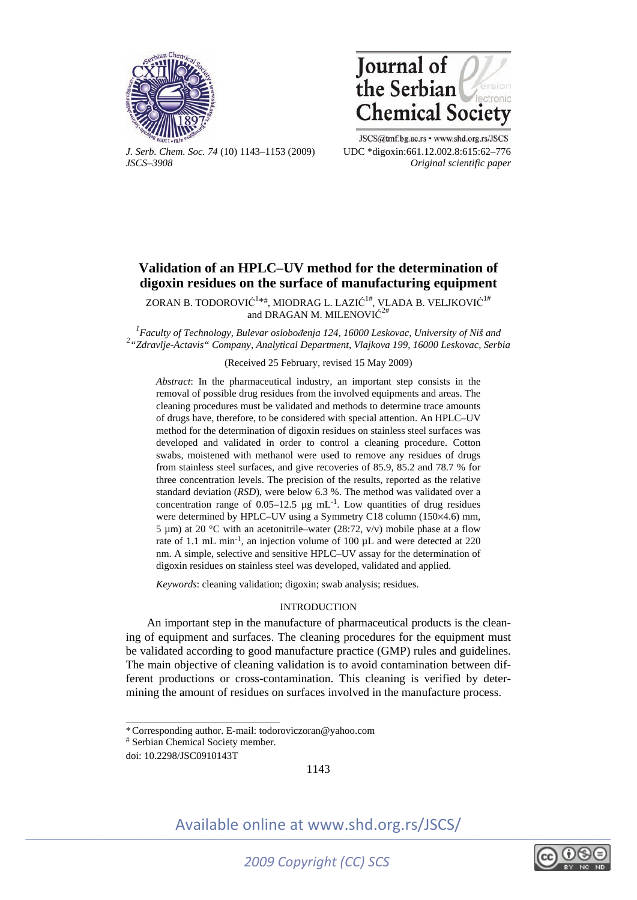# Validation of an HPLC–UV method for the determination of digoxin residues on the surface of manufacturing equipment

ZORAN B. TODOROVIĆ[1*#], MIODRAG L. LAZIĆ[1#], VLADA B. VELJKOVIĆ[1#] and DRAGAN M. MILENOVIĆ[2#]

[1]*Faculty of Technology, Bulevar oslobođenja 124, 16000 Leskovac, University of Niš and* [2]*"Zdravlje-Actavis" Company, Analytical Department, Vlajkova 199, 16000 Leskovac, Serbia*

(Received 25 February, revised 15 May 2009)

*Abstract*: In the pharmaceutical industry, an important step consists in the removal of possible drug residues from the involved equipments and areas. The cleaning procedures must be validated and methods to determine trace amounts of drugs have, therefore, to be considered with special attention. An HPLC–UV method for the determination of digoxin residues on stainless steel surfaces was developed and validated in order to control a cleaning procedure. Cotton swabs, moistened with methanol were used to remove any residues of drugs from stainless steel surfaces, and give recoveries of 85.9, 85.2 and 78.7 % for three concentration levels. The precision of the results, reported as the relative standard deviation (*RSD*), were below 6.3 %. The method was validated over a concentration range of 0.05–12.5 μg $mL^{-1}$. Low quantities of drug residues were determined by HPLC–UV using a Symmetry C18 column (150×4.6) mm, 5 μm) at 20 °C with an acetonitrile–water (28:72, v/v) mobile phase at a flow rate of 1.1 mL $min^{-1}$, an injection volume of 100 μL and were detected at 220 nm. A simple, selective and sensitive HPLC–UV assay for the determination of digoxin residues on stainless steel was developed, validated and applied.

*Keywords*: cleaning validation; digoxin; swab analysis; residues.

## INTRODUCTION

An important step in the manufacture of pharmaceutical products is the cleaning of equipment and surfaces. The cleaning procedures for the equipment must be validated according to good manufacture practice (GMP) rules and guidelines. The main objective of cleaning validation is to avoid contamination between different productions or cross-contamination. This cleaning is verified by determining the amount of residues on surfaces involved in the manufacture process.

---

* Corresponding author. E-mail: todoroviczoran@yahoo.com

# Serbian Chemical Society member.

doi: 10.2298/JSC0910143T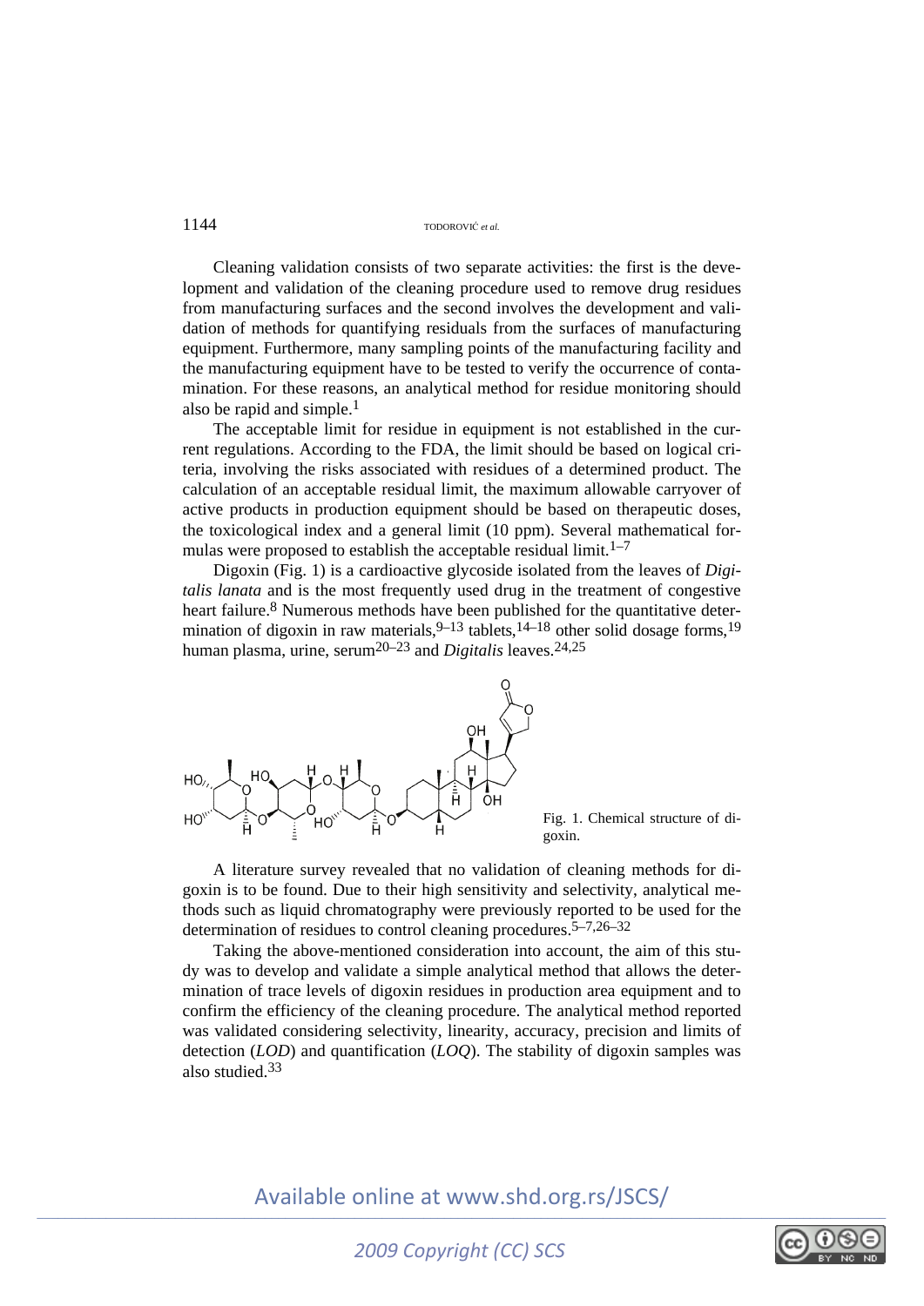Cleaning validation consists of two separate activities: the first is the development and validation of the cleaning procedure used to remove drug residues from manufacturing surfaces and the second involves the development and validation of methods for quantifying residuals from the surfaces of manufacturing equipment. Furthermore, many sampling points of the manufacturing facility and the manufacturing equipment have to be tested to verify the occurrence of contamination. For these reasons, an analytical method for residue monitoring should also be rapid and simple.[1]

The acceptable limit for residue in equipment is not established in the current regulations. According to the FDA, the limit should be based on logical criteria, involving the risks associated with residues of a determined product. The calculation of an acceptable residual limit, the maximum allowable carryover of active products in production equipment should be based on therapeutic doses, the toxicological index and a general limit (10 ppm). Several mathematical formulas were proposed to establish the acceptable residual limit.[1–7]

Digoxin (Fig. 1) is a cardioactive glycoside isolated from the leaves of *Digitalis lanata* and is the most frequently used drug in the treatment of congestive heart failure.[8] Numerous methods have been published for the quantitative determination of digoxin in raw materials,[9–13] tablets,[14–18] other solid dosage forms,[19] human plasma, urine, serum[20–23] and *Digitalis* leaves.[24,25]

Fig. 1. Chemical structure of digoxin.

A literature survey revealed that no validation of cleaning methods for digoxin is to be found. Due to their high sensitivity and selectivity, analytical methods such as liquid chromatography were previously reported to be used for the determination of residues to control cleaning procedures.[5–7,26–32]

Taking the above-mentioned consideration into account, the aim of this study was to develop and validate a simple analytical method that allows the determination of trace levels of digoxin residues in production area equipment and to confirm the efficiency of the cleaning procedure. The analytical method reported was validated considering selectivity, linearity, accuracy, precision and limits of detection (*LOD*) and quantification (*LOQ*). The stability of digoxin samples was also studied.[33]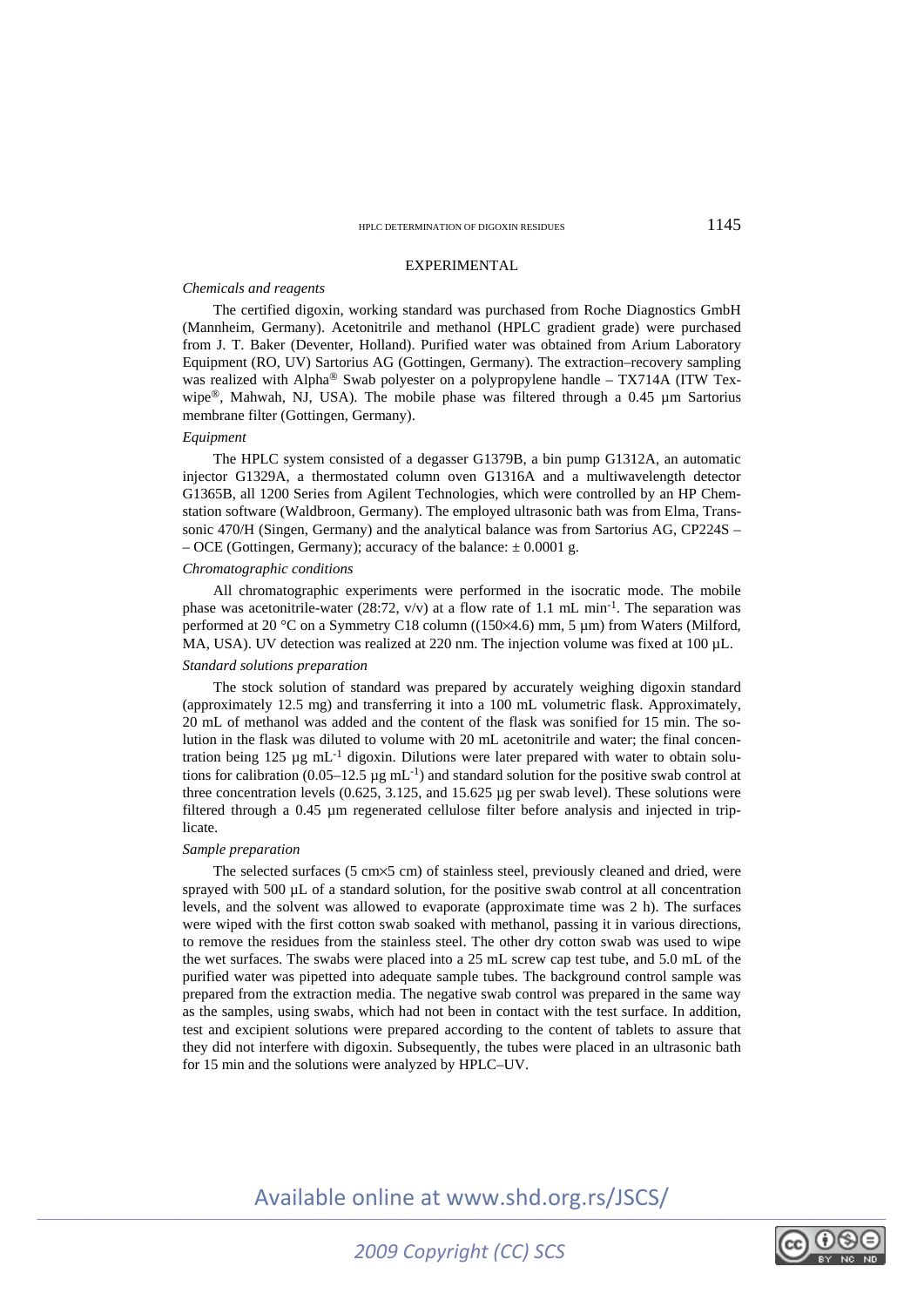## EXPERIMENTAL

### *Chemicals and reagents*

The certified digoxin, working standard was purchased from Roche Diagnostics GmbH (Mannheim, Germany). Acetonitrile and methanol (HPLC gradient grade) were purchased from J. T. Baker (Deventer, Holland). Purified water was obtained from Arium Laboratory Equipment (RO, UV) Sartorius AG (Gottingen, Germany). The extraction–recovery sampling was realized with Alpha® Swab polyester on a polypropylene handle – TX714A (ITW Texwipe®, Mahwah, NJ, USA). The mobile phase was filtered through a 0.45 µm Sartorius membrane filter (Gottingen, Germany).

### *Equipment*

The HPLC system consisted of a degasser G1379B, a bin pump G1312A, an automatic injector G1329A, a thermostated column oven G1316A and a multiwavelength detector G1365B, all 1200 Series from Agilent Technologies, which were controlled by an HP Chemstation software (Waldbroon, Germany). The employed ultrasonic bath was from Elma, Transsonic 470/H (Singen, Germany) and the analytical balance was from Sartorius AG, CP224S – – OCE (Gottingen, Germany); accuracy of the balance: ± 0.0001 g.

### *Chromatographic conditions*

All chromatographic experiments were performed in the isocratic mode. The mobile phase was acetonitrile-water (28:72, v/v) at a flow rate of 1.1 mL min$^{-1}$. The separation was performed at 20 °C on a Symmetry C18 column ((150×4.6) mm, 5 µm) from Waters (Milford, MA, USA). UV detection was realized at 220 nm. The injection volume was fixed at 100 µL.

### *Standard solutions preparation*

The stock solution of standard was prepared by accurately weighing digoxin standard (approximately 12.5 mg) and transferring it into a 100 mL volumetric flask. Approximately, 20 mL of methanol was added and the content of the flask was sonified for 15 min. The solution in the flask was diluted to volume with 20 mL acetonitrile and water; the final concentration being 125 µg mL$^{-1}$ digoxin. Dilutions were later prepared with water to obtain solutions for calibration (0.05–12.5 µg mL$^{-1}$) and standard solution for the positive swab control at three concentration levels (0.625, 3.125, and 15.625 µg per swab level). These solutions were filtered through a 0.45 µm regenerated cellulose filter before analysis and injected in triplicate.

### *Sample preparation*

The selected surfaces (5 cm×5 cm) of stainless steel, previously cleaned and dried, were sprayed with 500 µL of a standard solution, for the positive swab control at all concentration levels, and the solvent was allowed to evaporate (approximate time was 2 h). The surfaces were wiped with the first cotton swab soaked with methanol, passing it in various directions, to remove the residues from the stainless steel. The other dry cotton swab was used to wipe the wet surfaces. The swabs were placed into a 25 mL screw cap test tube, and 5.0 mL of the purified water was pipetted into adequate sample tubes. The background control sample was prepared from the extraction media. The negative swab control was prepared in the same way as the samples, using swabs, which had not been in contact with the test surface. In addition, test and excipient solutions were prepared according to the content of tablets to assure that they did not interfere with digoxin. Subsequently, the tubes were placed in an ultrasonic bath for 15 min and the solutions were analyzed by HPLC–UV.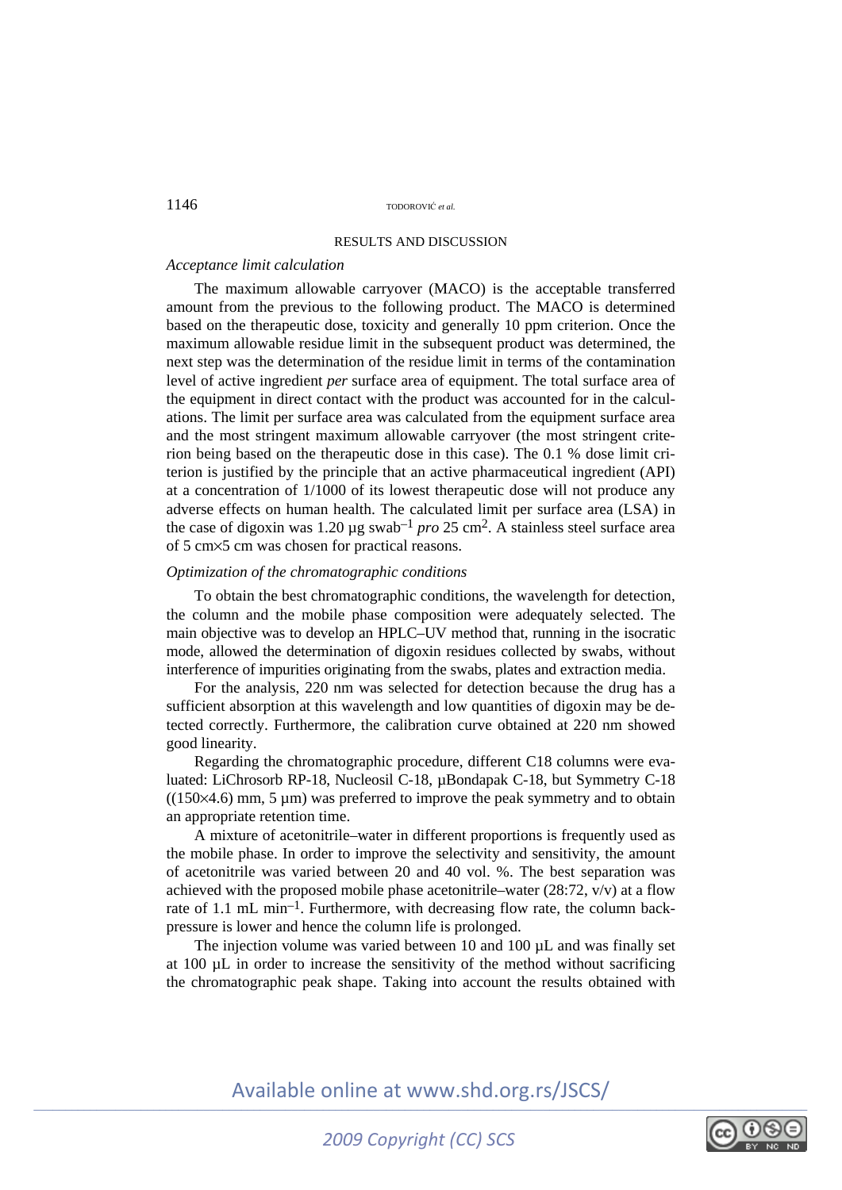## RESULTS AND DISCUSSION

*Acceptance limit calculation*

The maximum allowable carryover (MACO) is the acceptable transferred amount from the previous to the following product. The MACO is determined based on the therapeutic dose, toxicity and generally 10 ppm criterion. Once the maximum allowable residue limit in the subsequent product was determined, the next step was the determination of the residue limit in terms of the contamination level of active ingredient *per* surface area of equipment. The total surface area of the equipment in direct contact with the product was accounted for in the calculations. The limit per surface area was calculated from the equipment surface area and the most stringent maximum allowable carryover (the most stringent criterion being based on the therapeutic dose in this case). The 0.1 % dose limit criterion is justified by the principle that an active pharmaceutical ingredient (API) at a concentration of 1/1000 of its lowest therapeutic dose will not produce any adverse effects on human health. The calculated limit per surface area (LSA) in the case of digoxin was 1.20 µg swab$^{-1}$ *pro* 25 cm$^2$. A stainless steel surface area of 5 cm×5 cm was chosen for practical reasons.

*Optimization of the chromatographic conditions*

To obtain the best chromatographic conditions, the wavelength for detection, the column and the mobile phase composition were adequately selected. The main objective was to develop an HPLC–UV method that, running in the isocratic mode, allowed the determination of digoxin residues collected by swabs, without interference of impurities originating from the swabs, plates and extraction media.

For the analysis, 220 nm was selected for detection because the drug has a sufficient absorption at this wavelength and low quantities of digoxin may be detected correctly. Furthermore, the calibration curve obtained at 220 nm showed good linearity.

Regarding the chromatographic procedure, different C18 columns were evaluated: LiChrosorb RP-18, Nucleosil C-18, µBondapak C-18, but Symmetry C-18 ((150×4.6) mm, 5 µm) was preferred to improve the peak symmetry and to obtain an appropriate retention time.

A mixture of acetonitrile–water in different proportions is frequently used as the mobile phase. In order to improve the selectivity and sensitivity, the amount of acetonitrile was varied between 20 and 40 vol. %. The best separation was achieved with the proposed mobile phase acetonitrile–water (28:72, v/v) at a flow rate of 1.1 mL min$^{-1}$. Furthermore, with decreasing flow rate, the column backpressure is lower and hence the column life is prolonged.

The injection volume was varied between 10 and 100 µL and was finally set at 100 µL in order to increase the sensitivity of the method without sacrificing the chromatographic peak shape. Taking into account the results obtained with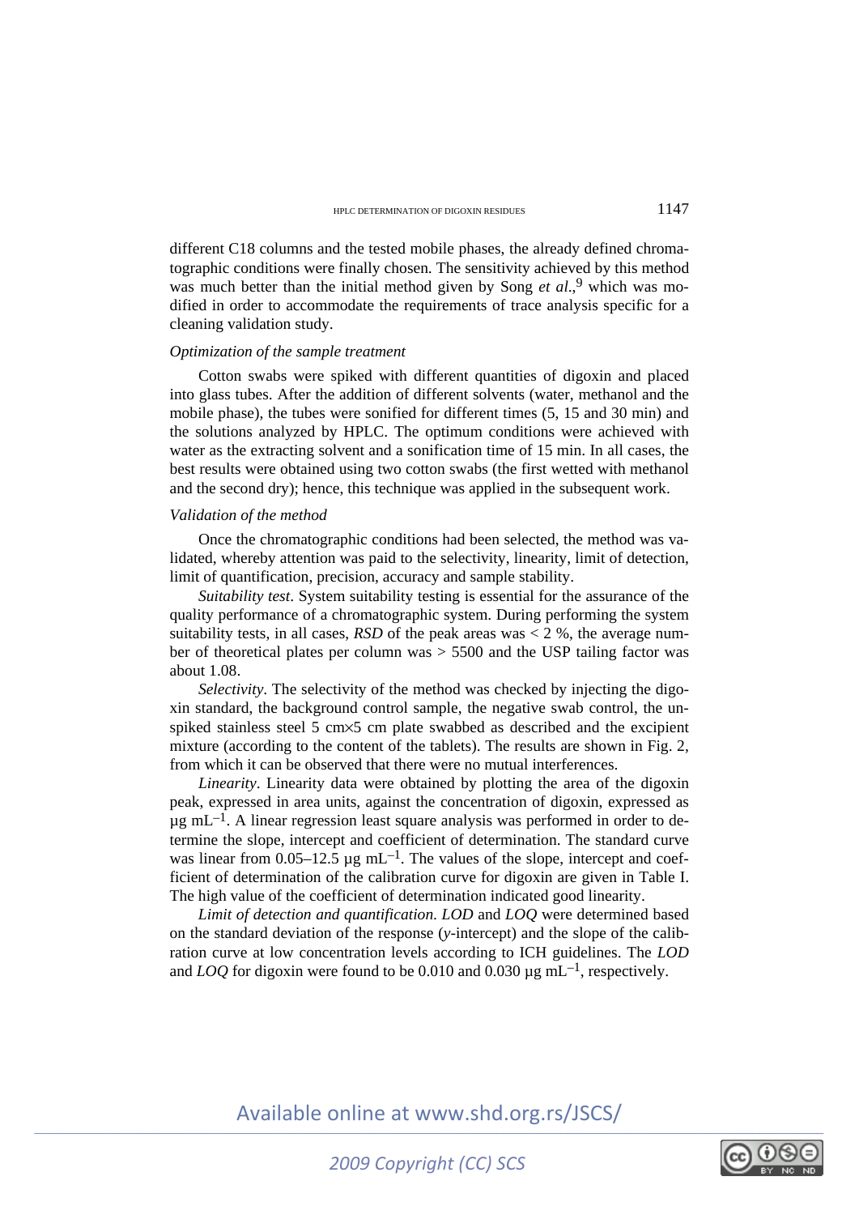different C18 columns and the tested mobile phases, the already defined chromatographic conditions were finally chosen. The sensitivity achieved by this method was much better than the initial method given by Song *et al.*,[9] which was modified in order to accommodate the requirements of trace analysis specific for a cleaning validation study.

### *Optimization of the sample treatment*

Cotton swabs were spiked with different quantities of digoxin and placed into glass tubes. After the addition of different solvents (water, methanol and the mobile phase), the tubes were sonified for different times (5, 15 and 30 min) and the solutions analyzed by HPLC. The optimum conditions were achieved with water as the extracting solvent and a sonification time of 15 min. In all cases, the best results were obtained using two cotton swabs (the first wetted with methanol and the second dry); hence, this technique was applied in the subsequent work.

### *Validation of the method*

Once the chromatographic conditions had been selected, the method was validated, whereby attention was paid to the selectivity, linearity, limit of detection, limit of quantification, precision, accuracy and sample stability.

*Suitability test*. System suitability testing is essential for the assurance of the quality performance of a chromatographic system. During performing the system suitability tests, in all cases, *RSD* of the peak areas was < 2 %, the average number of theoretical plates per column was > 5500 and the USP tailing factor was about 1.08.

*Selectivity*. The selectivity of the method was checked by injecting the digoxin standard, the background control sample, the negative swab control, the unspiked stainless steel 5 cm×5 cm plate swabbed as described and the excipient mixture (according to the content of the tablets). The results are shown in Fig. 2, from which it can be observed that there were no mutual interferences.

*Linearity*. Linearity data were obtained by plotting the area of the digoxin peak, expressed in area units, against the concentration of digoxin, expressed as µg mL$^{-1}$. A linear regression least square analysis was performed in order to determine the slope, intercept and coefficient of determination. The standard curve was linear from 0.05–12.5 µg mL$^{-1}$. The values of the slope, intercept and coefficient of determination of the calibration curve for digoxin are given in Table I. The high value of the coefficient of determination indicated good linearity.

*Limit of detection and quantification. LOD* and *LOQ* were determined based on the standard deviation of the response (*y*-intercept) and the slope of the calibration curve at low concentration levels according to ICH guidelines. The *LOD* and *LOQ* for digoxin were found to be 0.010 and 0.030 µg mL$^{-1}$, respectively.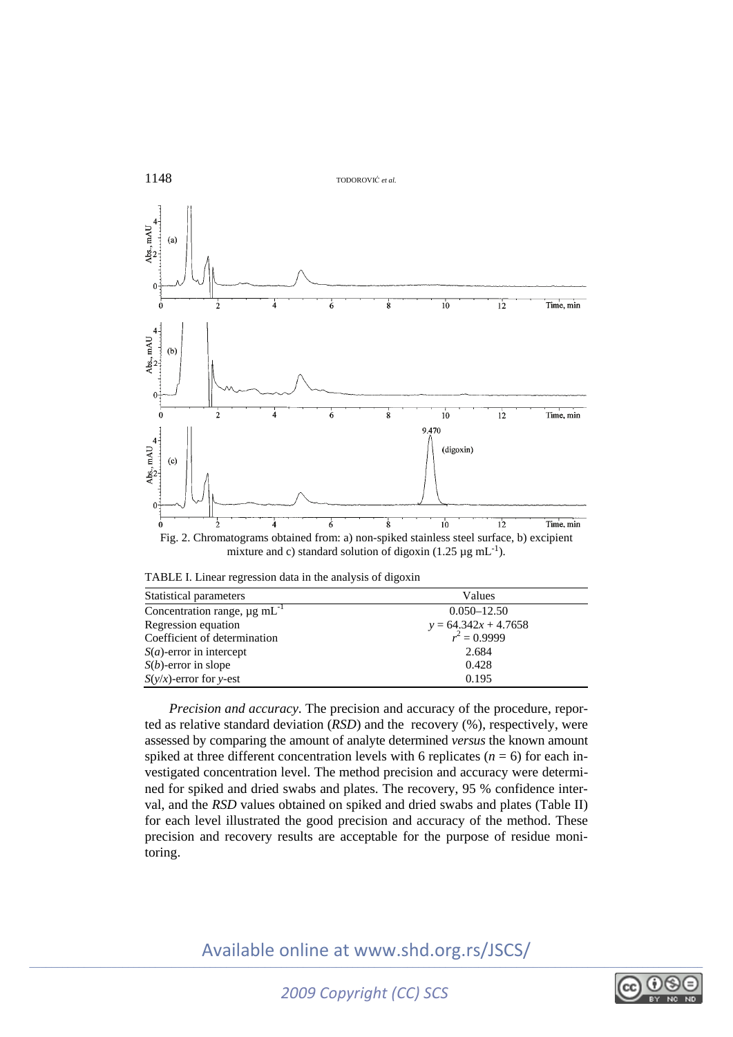Fig. 2. Chromatograms obtained from: a) non-spiked stainless steel surface, b) excipient mixture and c) standard solution of digoxin (1.25 µg $mL^{-1}$).

TABLE I. Linear regression data in the analysis of digoxin

| Statistical parameters | Values |
|---|---|
| Concentration range, µg $mL^{-1}$ | 0.050–12.50 |
| Regression equation | $y = 64.342x + 4.7658$ |
| Coefficient of determination | $r^2 = 0.9999$ |
| $S(a)$-error in intercept | 2.684 |
| $S(b)$-error in slope | 0.428 |
| $S(y/x)$-error for $y$-est | 0.195 |

*Precision and accuracy*. The precision and accuracy of the procedure, reported as relative standard deviation (*RSD*) and the recovery (%), respectively, were assessed by comparing the amount of analyte determined *versus* the known amount spiked at three different concentration levels with 6 replicates ($n = 6$) for each investigated concentration level. The method precision and accuracy were determined for spiked and dried swabs and plates. The recovery, 95 % confidence interval, and the *RSD* values obtained on spiked and dried swabs and plates (Table II) for each level illustrated the good precision and accuracy of the method. These precision and recovery results are acceptable for the purpose of residue monitoring.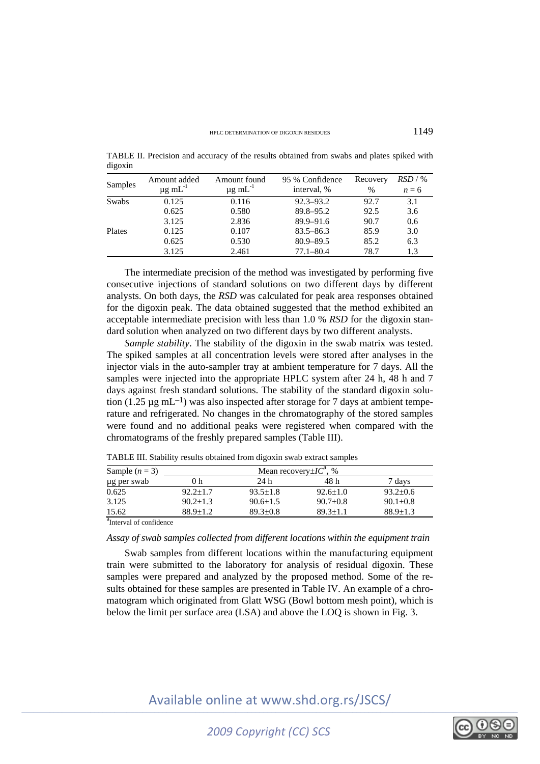TABLE II. Precision and accuracy of the results obtained from swabs and plates spiked with digoxin

| Samples | Amount added μg $mL^{-1}$ | Amount found μg $mL^{-1}$ | 95 % Confidence interval, % | Recovery % | *RSD* / % $n = 6$ |
|---|---|---|---|---|---|
| Swabs | 0.125 | 0.116 | 92.3–93.2 | 92.7 | 3.1 |
| | 0.625 | 0.580 | 89.8–95.2 | 92.5 | 3.6 |
| | 3.125 | 2.836 | 89.9–91.6 | 90.7 | 0.6 |
| Plates | 0.125 | 0.107 | 83.5–86.3 | 85.9 | 3.0 |
| | 0.625 | 0.530 | 80.9–89.5 | 85.2 | 6.3 |
| | 3.125 | 2.461 | 77.1–80.4 | 78.7 | 1.3 |

The intermediate precision of the method was investigated by performing five consecutive injections of standard solutions on two different days by different analysts. On both days, the *RSD* was calculated for peak area responses obtained for the digoxin peak. The data obtained suggested that the method exhibited an acceptable intermediate precision with less than 1.0 % *RSD* for the digoxin standard solution when analyzed on two different days by two different analysts.

*Sample stability*. The stability of the digoxin in the swab matrix was tested. The spiked samples at all concentration levels were stored after analyses in the injector vials in the auto-sampler tray at ambient temperature for 7 days. All the samples were injected into the appropriate HPLC system after 24 h, 48 h and 7 days against fresh standard solutions. The stability of the standard digoxin solution (1.25 μg $mL^{-1}$) was also inspected after storage for 7 days at ambient temperature and refrigerated. No changes in the chromatography of the stored samples were found and no additional peaks were registered when compared with the chromatograms of the freshly prepared samples (Table III).

TABLE III. Stability results obtained from digoxin swab extract samples

| Sample ($n = 3$) | Mean recovery±*IC*[a], % | | | |
|---|---|---|---|---|
| μg per swab | 0 h | 24 h | 48 h | 7 days |
| 0.625 | 92.2±1.7 | 93.5±1.8 | 92.6±1.0 | 93.2±0.6 |
| 3.125 | 90.2±1.3 | 90.6±1.5 | 90.7±0.8 | 90.1±0.8 |
| 15.62 | 88.9±1.2 | 89.3±0.8 | 89.3±1.1 | 88.9±1.3 |

[a]Interval of confidence

*Assay of swab samples collected from different locations within the equipment train*

Swab samples from different locations within the manufacturing equipment train were submitted to the laboratory for analysis of residual digoxin. These samples were prepared and analyzed by the proposed method. Some of the results obtained for these samples are presented in Table IV. An example of a chromatogram which originated from Glatt WSG (Bowl bottom mesh point), which is below the limit per surface area (LSA) and above the LOQ is shown in Fig. 3.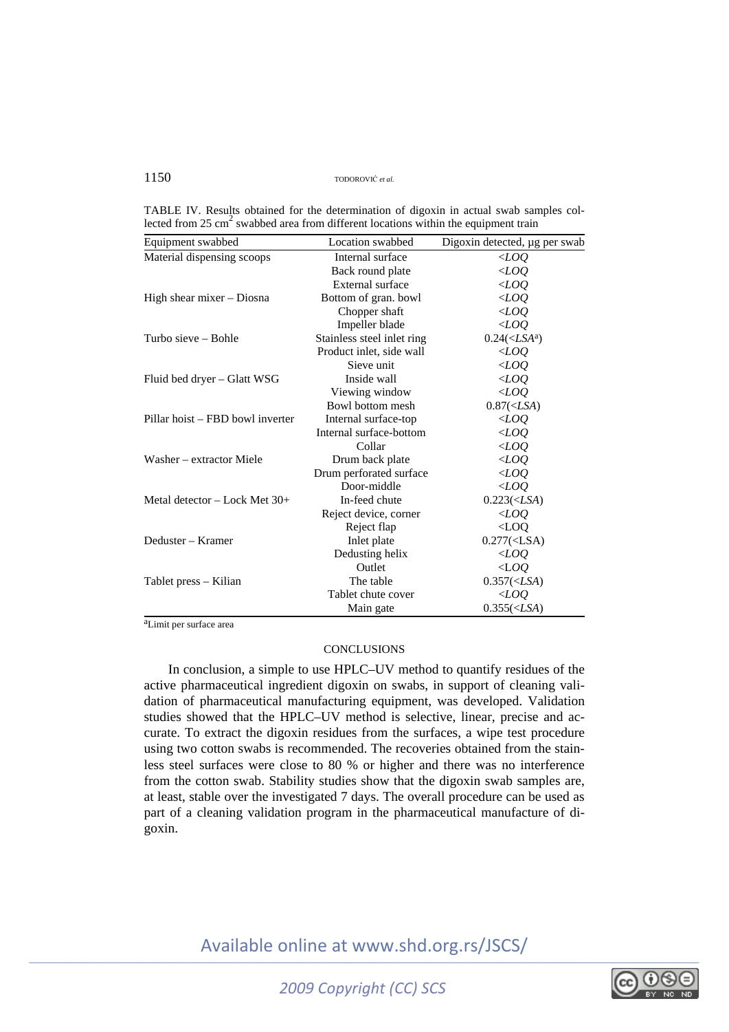TABLE IV. Results obtained for the determination of digoxin in actual swab samples collected from 25 $cm^2$ swabbed area from different locations within the equipment train

| Equipment swabbed | Location swabbed | Digoxin detected, µg per swab |
|---|---|---|
| Material dispensing scoops | Internal surface | *<LOQ* |
| | Back round plate | *<LOQ* |
| | External surface | *<LOQ* |
| High shear mixer – Diosna | Bottom of gran. bowl | *<LOQ* |
| | Chopper shaft | *<LOQ* |
| | Impeller blade | *<LOQ* |
| Turbo sieve – Bohle | Stainless steel inlet ring | 0.24(*<LSA*[a]) |
| | Product inlet, side wall | *<LOQ* |
| | Sieve unit | *<LOQ* |
| Fluid bed dryer – Glatt WSG | Inside wall | *<LOQ* |
| | Viewing window | *<LOQ* |
| | Bowl bottom mesh | 0.87(*<LSA*) |
| Pillar hoist – FBD bowl inverter | Internal surface-top | *<LOQ* |
| | Internal surface-bottom | *<LOQ* |
| | Collar | *<LOQ* |
| Washer – extractor Miele | Drum back plate | *<LOQ* |
| | Drum perforated surface | *<LOQ* |
| | Door-middle | *<LOQ* |
| Metal detector – Lock Met 30+ | In-feed chute | 0.223(*<LSA*) |
| | Reject device, corner | *<LOQ* |
| | Reject flap | <LOQ |
| Deduster – Kramer | Inlet plate | 0.277(<LSA) |
| | Dedusting helix | *<LOQ* |
| | Outlet | <LOQ |
| Tablet press – Kilian | The table | 0.357(*<LSA*) |
| | Tablet chute cover | *<LOQ* |
| | Main gate | 0.355(*<LSA*) |

[a]Limit per surface area

## CONCLUSIONS

In conclusion, a simple to use HPLC–UV method to quantify residues of the active pharmaceutical ingredient digoxin on swabs, in support of cleaning validation of pharmaceutical manufacturing equipment, was developed. Validation studies showed that the HPLC–UV method is selective, linear, precise and accurate. To extract the digoxin residues from the surfaces, a wipe test procedure using two cotton swabs is recommended. The recoveries obtained from the stainless steel surfaces were close to 80 % or higher and there was no interference from the cotton swab. Stability studies show that the digoxin swab samples are, at least, stable over the investigated 7 days. The overall procedure can be used as part of a cleaning validation program in the pharmaceutical manufacture of digoxin.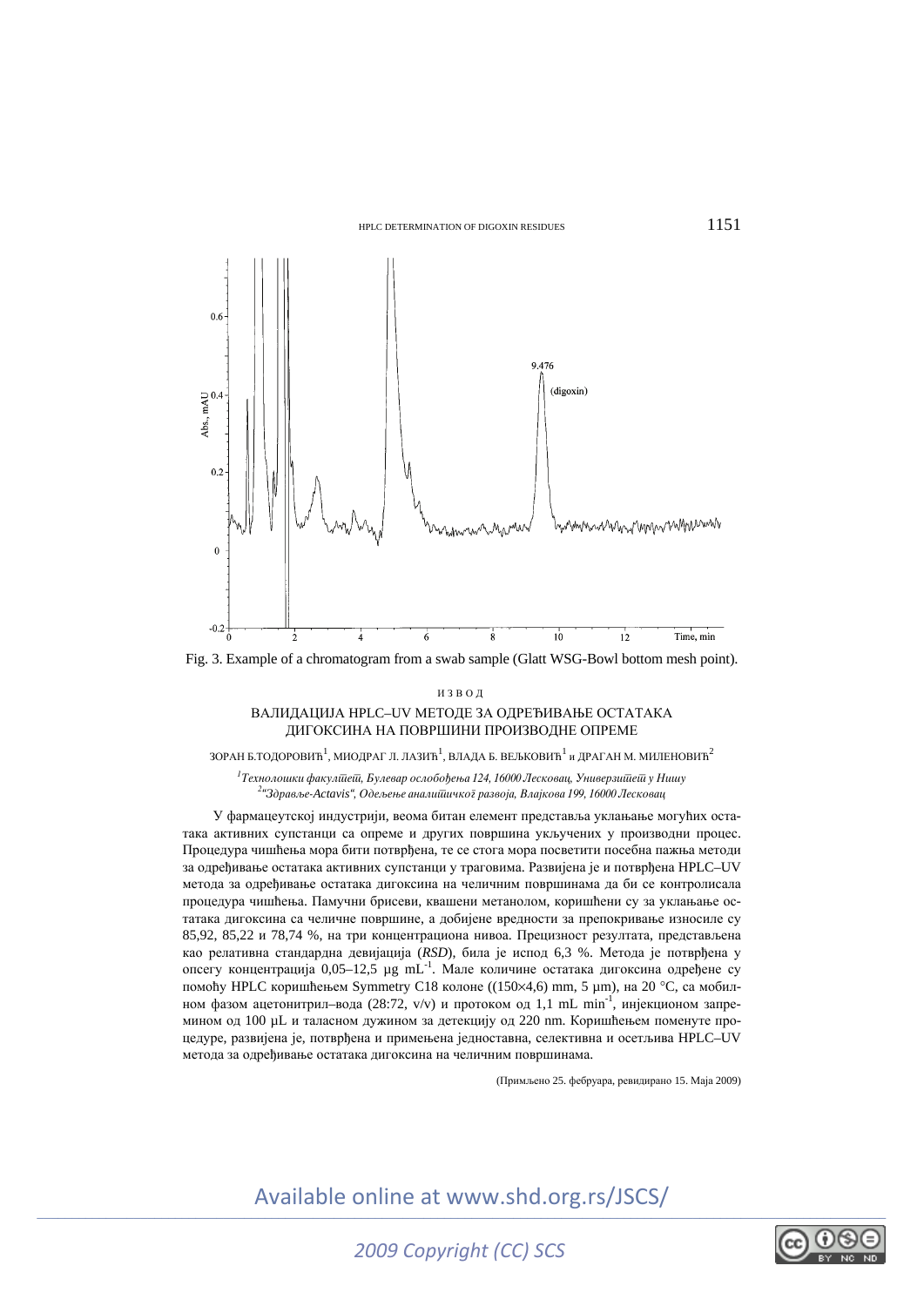Fig. 3. Example of a chromatogram from a swab sample (Glatt WSG-Bowl bottom mesh point).

ИЗВОД

## ВАЛИДАЦИЈА HPLC–UV МЕТОДЕ ЗА ОДРЕЂИВАЊЕ ОСТАТАКА ДИГОКСИНА НА ПОВРШИНИ ПРОИЗВОДНЕ ОПРЕМЕ

ЗОРАН Б.ТОДОРОВИЋ[1], МИОДРАГ Л. ЛАЗИЋ[1], ВЛАДА Б. ВЕЉКОВИЋ[1] и ДРАГАН М. МИЛЕНОВИЋ[2]

[1]*Технолошки факултет, Булевар ослобођења 124, 16000 Лесковац, Универзитет у Нишу*
[2]*"Здравље-Actavis", Одељење аналитичког развоја, Влајкова 199, 16000 Лесковац*

У фармацеутској индустрији, веома битан елемент представља уклањање могућих остатака активних супстанци са опреме и других површина укључених у производни процес. Процедура чишћења мора бити потврђена, те се стога мора посветити посебна пажња методи за одређивање остатака активних супстанци у траговима. Развијена је и потврђена HPLC–UV метода за одређивање остатака дигоксина на челичним површинама да би се контролисала процедура чишћења. Памучни брисеви, квашени метанолом, коришћени су за уклањање остатака дигоксина са челичне површине, а добијене вредности за препокривање износиле су 85,92, 85,22 и 78,74 %, на три концентрациона нивоа. Прецизност резултата, представљена као релативна стандардна девијација (*RSD*), била је испод 6,3 %. Метода је потврђена у опсегу концентрација 0,05–12,5 μg $mL^{-1}$. Мале количине остатака дигоксина одређене су помоћу HPLC коришћењем Symmetry C18 колоне ((150×4,6) mm, 5 μm), на 20 °C, са мобилном фазом ацетонитрил–вода (28:72, v/v) и протоком од 1,1 mL $min^{-1}$, инјекционом запремином од 100 μL и таласном дужином за детекцију од 220 nm. Коришћењем поменуте процедуре, развијена је, потврђена и примењена једноставна, селективна и осетљива HPLC–UV метода за одређивање остатака дигоксина на челичним површинама.

(Примљено 25. фебруара, ревидирано 15. Маја 2009)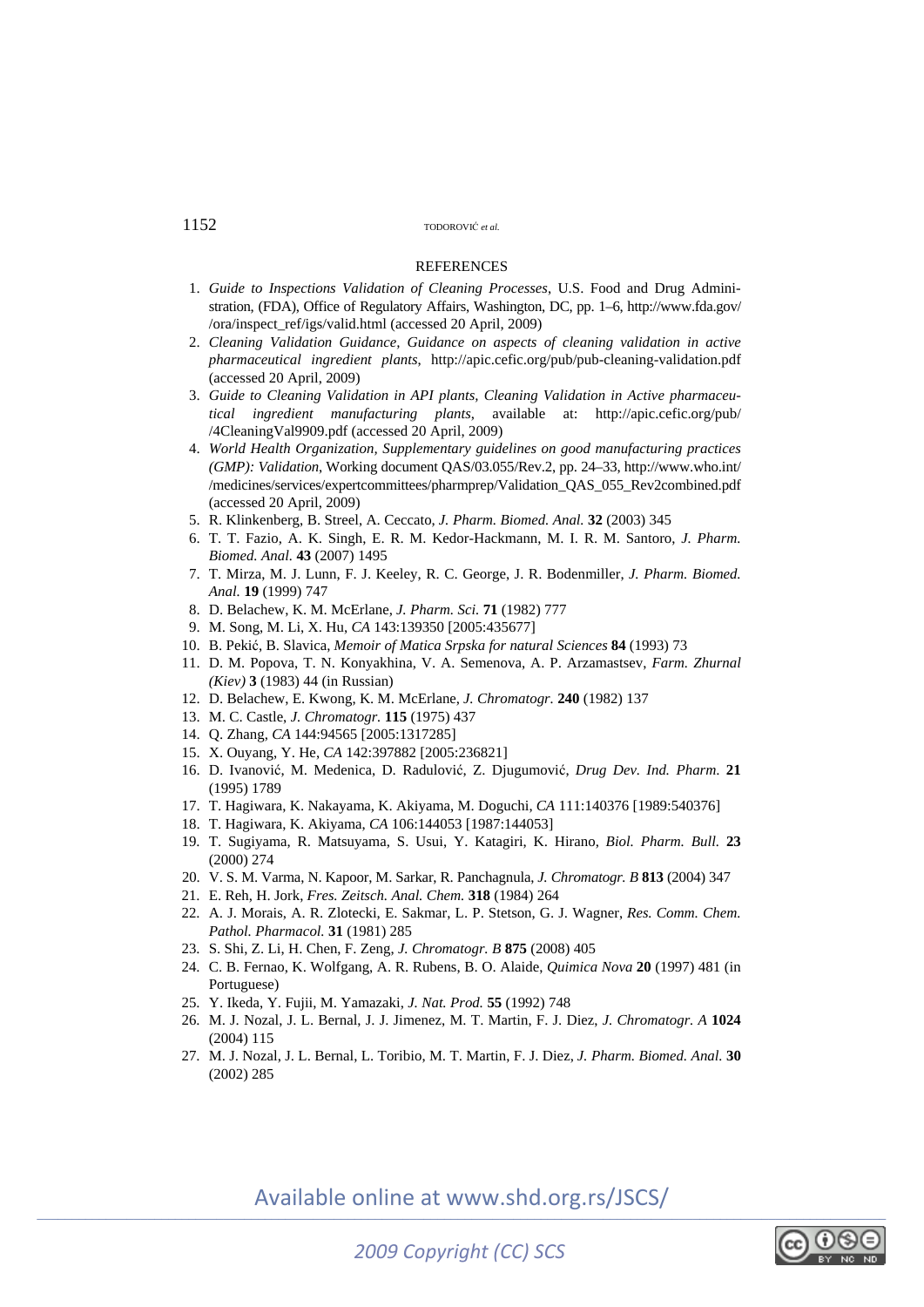## REFERENCES

1. *Guide to Inspections Validation of Cleaning Processes*, U.S. Food and Drug Administration, (FDA), Office of Regulatory Affairs, Washington, DC, pp. 1–6, http://www.fda.gov/ /ora/inspect_ref/igs/valid.html (accessed 20 April, 2009)
2. *Cleaning Validation Guidance, Guidance on aspects of cleaning validation in active pharmaceutical ingredient plants*, http://apic.cefic.org/pub/pub-cleaning-validation.pdf (accessed 20 April, 2009)
3. *Guide to Cleaning Validation in API plants, Cleaning Validation in Active pharmaceutical ingredient manufacturing plants*, available at: http://apic.cefic.org/pub/ /4CleaningVal9909.pdf (accessed 20 April, 2009)
4. *World Health Organization, Supplementary guidelines on good manufacturing practices (GMP): Validation*, Working document QAS/03.055/Rev.2, pp. 24–33, http://www.who.int/ /medicines/services/expertcommittees/pharmprep/Validation_QAS_055_Rev2combined.pdf (accessed 20 April, 2009)
5. R. Klinkenberg, B. Streel, A. Ceccato, *J. Pharm. Biomed. Anal.* **32** (2003) 345
6. T. T. Fazio, A. K. Singh, E. R. M. Kedor-Hackmann, M. I. R. M. Santoro, *J. Pharm. Biomed. Anal.* **43** (2007) 1495
7. T. Mirza, M. J. Lunn, F. J. Keeley, R. C. George, J. R. Bodenmiller, *J. Pharm. Biomed. Anal.* **19** (1999) 747
8. D. Belachew, K. M. McErlane, *J. Pharm. Sci.* **71** (1982) 777
9. M. Song, M. Li, X. Hu, *CA* 143:139350 [2005:435677]
10. B. Pekić, B. Slavica, *Memoir of Matica Srpska for natural Sciences* **84** (1993) 73
11. D. M. Popova, T. N. Konyakhina, V. A. Semenova, A. P. Arzamastsev, *Farm. Zhurnal (Kiev)* **3** (1983) 44 (in Russian)
12. D. Belachew, E. Kwong, K. M. McErlane, *J. Chromatogr.* **240** (1982) 137
13. M. C. Castle, *J. Chromatogr.* **115** (1975) 437
14. Q. Zhang, *CA* 144:94565 [2005:1317285]
15. X. Ouyang, Y. He, *CA* 142:397882 [2005:236821]
16. D. Ivanović, M. Medenica, D. Radulović, Z. Djugumović, *Drug Dev. Ind. Pharm.* **21** (1995) 1789
17. T. Hagiwara, K. Nakayama, K. Akiyama, M. Doguchi, *CA* 111:140376 [1989:540376]
18. T. Hagiwara, K. Akiyama, *CA* 106:144053 [1987:144053]
19. T. Sugiyama, R. Matsuyama, S. Usui, Y. Katagiri, K. Hirano, *Biol. Pharm. Bull.* **23** (2000) 274
20. V. S. M. Varma, N. Kapoor, M. Sarkar, R. Panchagnula, *J. Chromatogr. B* **813** (2004) 347
21. E. Reh, H. Jork, *Fres. Zeitsch. Anal. Chem.* **318** (1984) 264
22. A. J. Morais, A. R. Zlotecki, E. Sakmar, L. P. Stetson, G. J. Wagner, *Res. Comm. Chem. Pathol. Pharmacol.* **31** (1981) 285
23. S. Shi, Z. Li, H. Chen, F. Zeng, *J. Chromatogr. B* **875** (2008) 405
24. C. B. Fernao, K. Wolfgang, A. R. Rubens, B. O. Alaide, *Quimica Nova* **20** (1997) 481 (in Portuguese)
25. Y. Ikeda, Y. Fujii, M. Yamazaki, *J. Nat. Prod.* **55** (1992) 748
26. M. J. Nozal, J. L. Bernal, J. J. Jimenez, M. T. Martin, F. J. Diez, *J. Chromatogr. A* **1024** (2004) 115
27. M. J. Nozal, J. L. Bernal, L. Toribio, M. T. Martin, F. J. Diez, *J. Pharm. Biomed. Anal.* **30** (2002) 285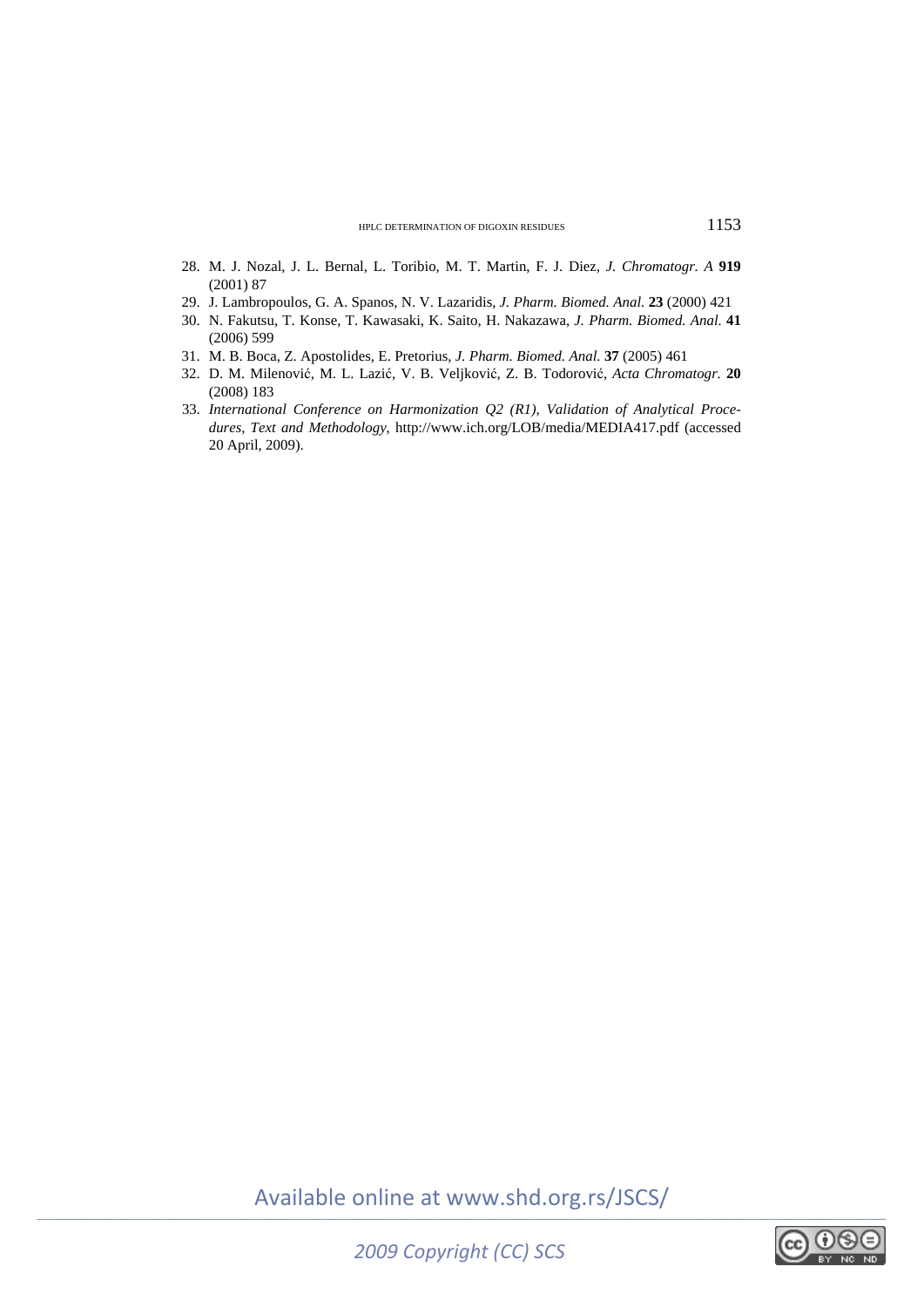28. M. J. Nozal, J. L. Bernal, L. Toribio, M. T. Martin, F. J. Diez, *J. Chromatogr. A* **919** (2001) 87
29. J. Lambropoulos, G. A. Spanos, N. V. Lazaridis, *J. Pharm. Biomed. Anal.* **23** (2000) 421
30. N. Fakutsu, T. Konse, T. Kawasaki, K. Saito, H. Nakazawa, *J. Pharm. Biomed. Anal.* **41** (2006) 599
31. M. B. Boca, Z. Apostolides, E. Pretorius, *J. Pharm. Biomed. Anal.* **37** (2005) 461
32. D. M. Milenović, M. L. Lazić, V. B. Veljković, Z. B. Todorović, *Acta Chromatogr.* **20** (2008) 183
33. *International Conference on Harmonization Q2 (R1), Validation of Analytical Procedures, Text and Methodology,* http://www.ich.org/LOB/media/MEDIA417.pdf (accessed 20 April, 2009).